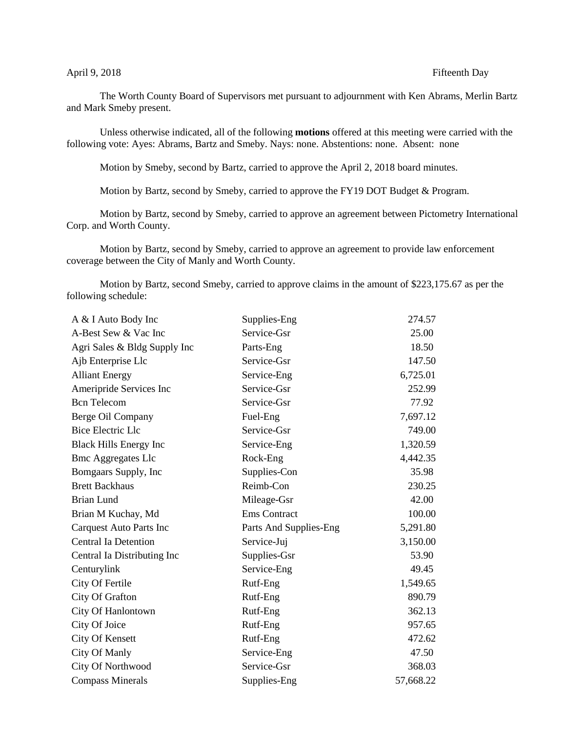April 9, 2018 Fifteenth Day

The Worth County Board of Supervisors met pursuant to adjournment with Ken Abrams, Merlin Bartz and Mark Smeby present.

Unless otherwise indicated, all of the following **motions** offered at this meeting were carried with the following vote: Ayes: Abrams, Bartz and Smeby. Nays: none. Abstentions: none. Absent: none

Motion by Smeby, second by Bartz, carried to approve the April 2, 2018 board minutes.

Motion by Bartz, second by Smeby, carried to approve the FY19 DOT Budget & Program.

Motion by Bartz, second by Smeby, carried to approve an agreement between Pictometry International Corp. and Worth County.

Motion by Bartz, second by Smeby, carried to approve an agreement to provide law enforcement coverage between the City of Manly and Worth County.

Motion by Bartz, second Smeby, carried to approve claims in the amount of $223,175.67 as per the following schedule:

| | | |
|---|---|---|
| A & I Auto Body Inc | Supplies-Eng | 274.57 |
| A-Best Sew & Vac Inc | Service-Gsr | 25.00 |
| Agri Sales & Bldg Supply Inc | Parts-Eng | 18.50 |
| Ajb Enterprise Llc | Service-Gsr | 147.50 |
| Alliant Energy | Service-Eng | 6,725.01 |
| Ameripride Services Inc | Service-Gsr | 252.99 |
| Bcn Telecom | Service-Gsr | 77.92 |
| Berge Oil Company | Fuel-Eng | 7,697.12 |
| Bice Electric Llc | Service-Gsr | 749.00 |
| Black Hills Energy Inc | Service-Eng | 1,320.59 |
| Bmc Aggregates Llc | Rock-Eng | 4,442.35 |
| Bomgaars Supply, Inc | Supplies-Con | 35.98 |
| Brett Backhaus | Reimb-Con | 230.25 |
| Brian Lund | Mileage-Gsr | 42.00 |
| Brian M Kuchay, Md | Ems Contract | 100.00 |
| Carquest Auto Parts Inc | Parts And Supplies-Eng | 5,291.80 |
| Central Ia Detention | Service-Juj | 3,150.00 |
| Central Ia Distributing Inc | Supplies-Gsr | 53.90 |
| Centurylink | Service-Eng | 49.45 |
| City Of Fertile | Rutf-Eng | 1,549.65 |
| City Of Grafton | Rutf-Eng | 890.79 |
| City Of Hanlontown | Rutf-Eng | 362.13 |
| City Of Joice | Rutf-Eng | 957.65 |
| City Of Kensett | Rutf-Eng | 472.62 |
| City Of Manly | Service-Eng | 47.50 |
| City Of Northwood | Service-Gsr | 368.03 |
| Compass Minerals | Supplies-Eng | 57,668.22 |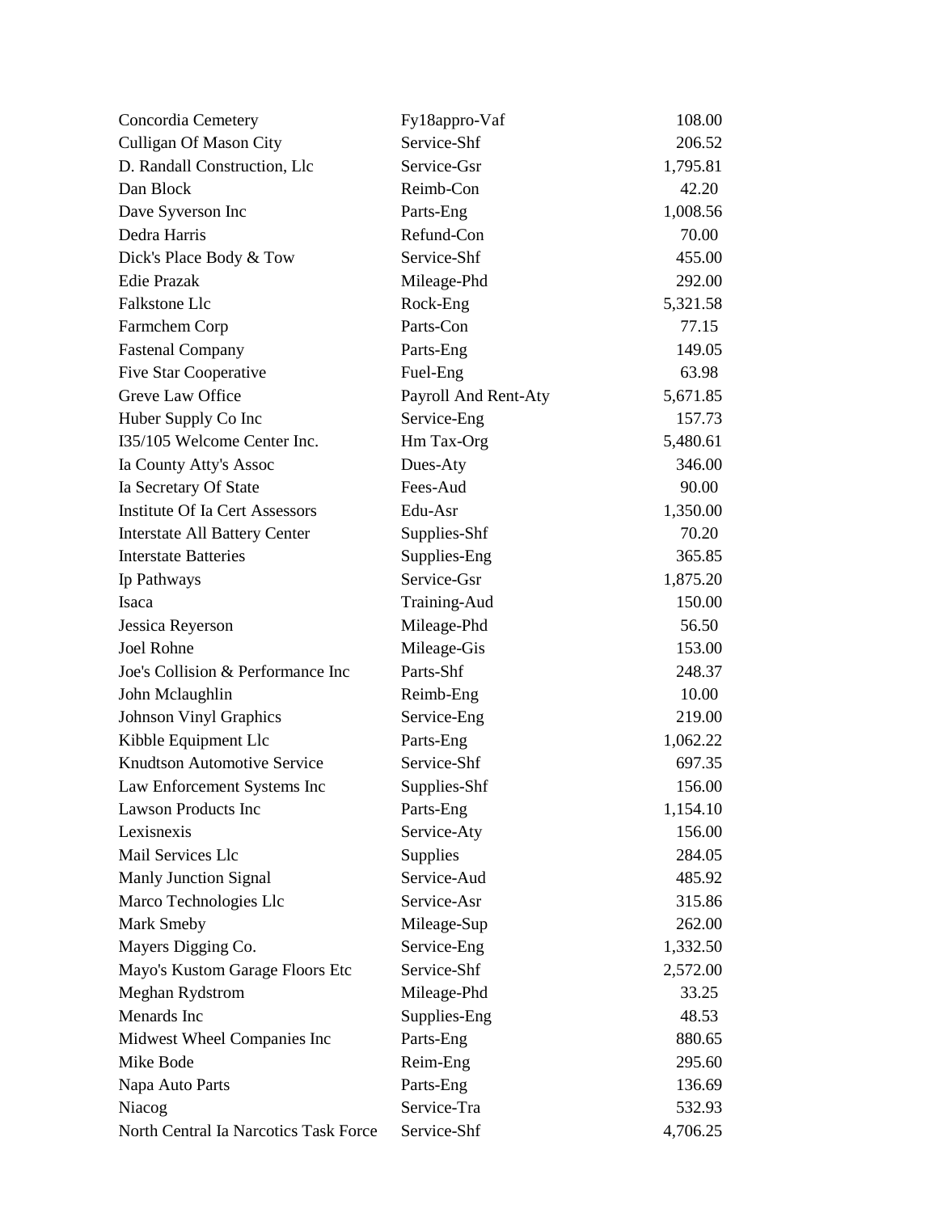| | | |
|---|---|---|
| Concordia Cemetery | Fy18appro-Vaf | 108.00 |
| Culligan Of Mason City | Service-Shf | 206.52 |
| D. Randall Construction, Llc | Service-Gsr | 1,795.81 |
| Dan Block | Reimb-Con | 42.20 |
| Dave Syverson Inc | Parts-Eng | 1,008.56 |
| Dedra Harris | Refund-Con | 70.00 |
| Dick's Place Body & Tow | Service-Shf | 455.00 |
| Edie Prazak | Mileage-Phd | 292.00 |
| Falkstone Llc | Rock-Eng | 5,321.58 |
| Farmchem Corp | Parts-Con | 77.15 |
| Fastenal Company | Parts-Eng | 149.05 |
| Five Star Cooperative | Fuel-Eng | 63.98 |
| Greve Law Office | Payroll And Rent-Aty | 5,671.85 |
| Huber Supply Co Inc | Service-Eng | 157.73 |
| I35/105 Welcome Center Inc. | Hm Tax-Org | 5,480.61 |
| Ia County Atty's Assoc | Dues-Aty | 346.00 |
| Ia Secretary Of State | Fees-Aud | 90.00 |
| Institute Of Ia Cert Assessors | Edu-Asr | 1,350.00 |
| Interstate All Battery Center | Supplies-Shf | 70.20 |
| Interstate Batteries | Supplies-Eng | 365.85 |
| Ip Pathways | Service-Gsr | 1,875.20 |
| Isaca | Training-Aud | 150.00 |
| Jessica Reyerson | Mileage-Phd | 56.50 |
| Joel Rohne | Mileage-Gis | 153.00 |
| Joe's Collision & Performance Inc | Parts-Shf | 248.37 |
| John Mclaughlin | Reimb-Eng | 10.00 |
| Johnson Vinyl Graphics | Service-Eng | 219.00 |
| Kibble Equipment Llc | Parts-Eng | 1,062.22 |
| Knudtson Automotive Service | Service-Shf | 697.35 |
| Law Enforcement Systems Inc | Supplies-Shf | 156.00 |
| Lawson Products Inc | Parts-Eng | 1,154.10 |
| Lexisnexis | Service-Aty | 156.00 |
| Mail Services Llc | Supplies | 284.05 |
| Manly Junction Signal | Service-Aud | 485.92 |
| Marco Technologies Llc | Service-Asr | 315.86 |
| Mark Smeby | Mileage-Sup | 262.00 |
| Mayers Digging Co. | Service-Eng | 1,332.50 |
| Mayo's Kustom Garage Floors Etc | Service-Shf | 2,572.00 |
| Meghan Rydstrom | Mileage-Phd | 33.25 |
| Menards Inc | Supplies-Eng | 48.53 |
| Midwest Wheel Companies Inc | Parts-Eng | 880.65 |
| Mike Bode | Reim-Eng | 295.60 |
| Napa Auto Parts | Parts-Eng | 136.69 |
| Niacog | Service-Tra | 532.93 |
| North Central Ia Narcotics Task Force | Service-Shf | 4,706.25 |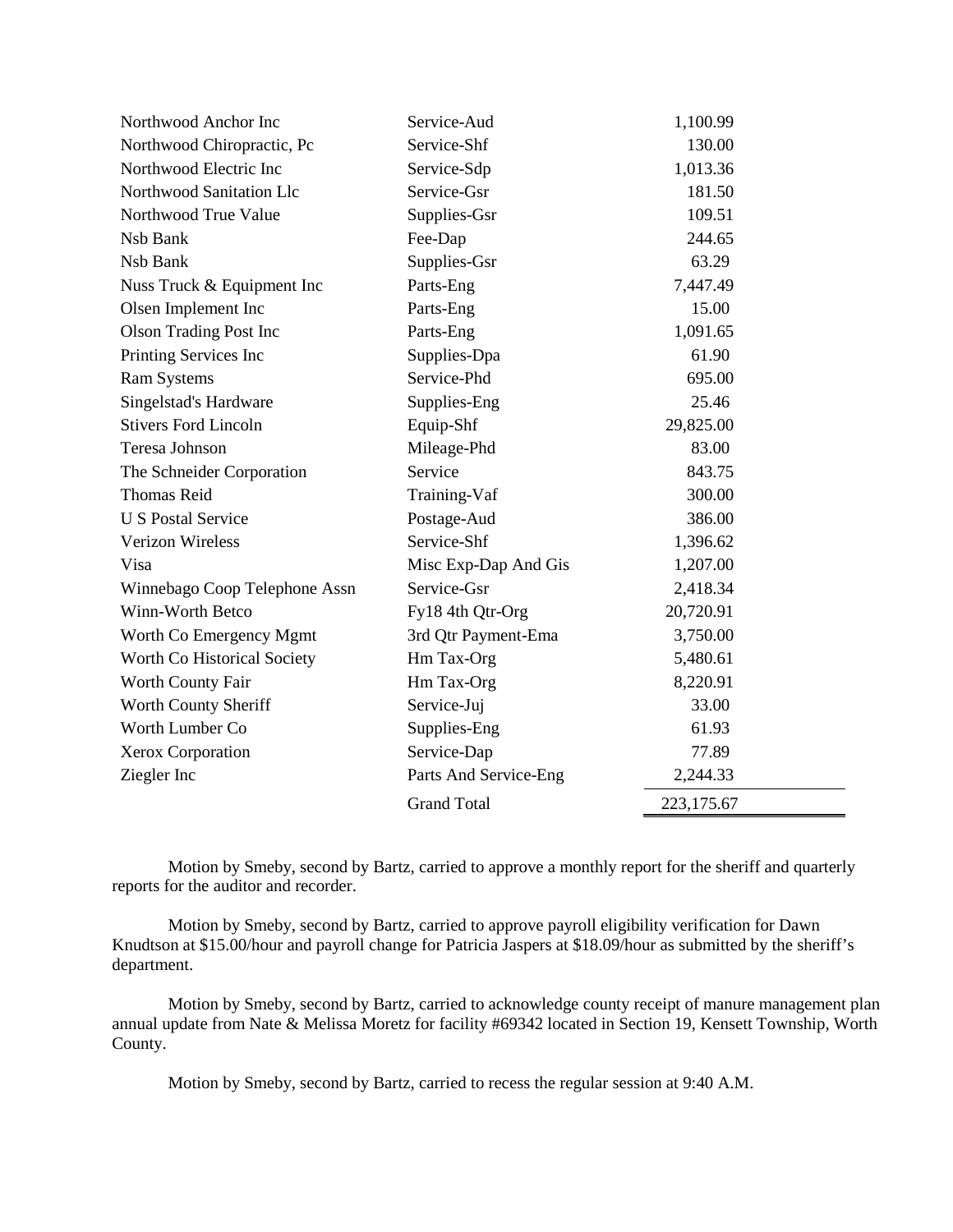| | | |
|---|---|---|
| Northwood Anchor Inc | Service-Aud | 1,100.99 |
| Northwood Chiropractic, Pc | Service-Shf | 130.00 |
| Northwood Electric Inc | Service-Sdp | 1,013.36 |
| Northwood Sanitation Llc | Service-Gsr | 181.50 |
| Northwood True Value | Supplies-Gsr | 109.51 |
| Nsb Bank | Fee-Dap | 244.65 |
| Nsb Bank | Supplies-Gsr | 63.29 |
| Nuss Truck & Equipment Inc | Parts-Eng | 7,447.49 |
| Olsen Implement Inc | Parts-Eng | 15.00 |
| Olson Trading Post Inc | Parts-Eng | 1,091.65 |
| Printing Services Inc | Supplies-Dpa | 61.90 |
| Ram Systems | Service-Phd | 695.00 |
| Singelstad's Hardware | Supplies-Eng | 25.46 |
| Stivers Ford Lincoln | Equip-Shf | 29,825.00 |
| Teresa Johnson | Mileage-Phd | 83.00 |
| The Schneider Corporation | Service | 843.75 |
| Thomas Reid | Training-Vaf | 300.00 |
| U S Postal Service | Postage-Aud | 386.00 |
| Verizon Wireless | Service-Shf | 1,396.62 |
| Visa | Misc Exp-Dap And Gis | 1,207.00 |
| Winnebago Coop Telephone Assn | Service-Gsr | 2,418.34 |
| Winn-Worth Betco | Fy18 4th Qtr-Org | 20,720.91 |
| Worth Co Emergency Mgmt | 3rd Qtr Payment-Ema | 3,750.00 |
| Worth Co Historical Society | Hm Tax-Org | 5,480.61 |
| Worth County Fair | Hm Tax-Org | 8,220.91 |
| Worth County Sheriff | Service-Juj | 33.00 |
| Worth Lumber Co | Supplies-Eng | 61.93 |
| Xerox Corporation | Service-Dap | 77.89 |
| Ziegler Inc | Parts And Service-Eng | 2,244.33 |
| | Grand Total | 223,175.67 |

Motion by Smeby, second by Bartz, carried to approve a monthly report for the sheriff and quarterly reports for the auditor and recorder.

Motion by Smeby, second by Bartz, carried to approve payroll eligibility verification for Dawn Knudtson at $15.00/hour and payroll change for Patricia Jaspers at $18.09/hour as submitted by the sheriff's department.

Motion by Smeby, second by Bartz, carried to acknowledge county receipt of manure management plan annual update from Nate & Melissa Moretz for facility #69342 located in Section 19, Kensett Township, Worth County.

Motion by Smeby, second by Bartz, carried to recess the regular session at 9:40 A.M.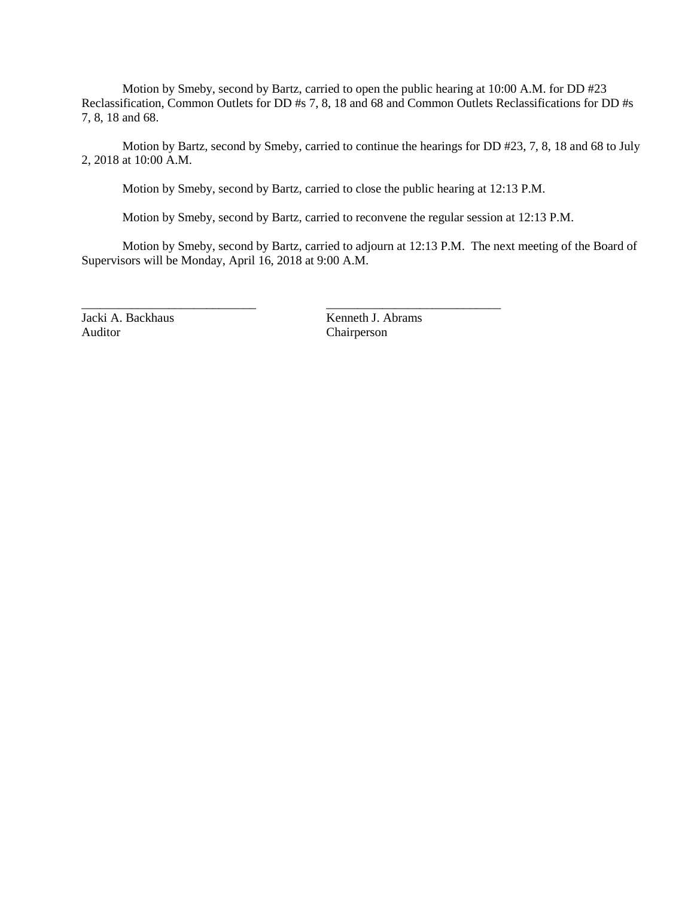Motion by Smeby, second by Bartz, carried to open the public hearing at 10:00 A.M. for DD #23 Reclassification, Common Outlets for DD #s 7, 8, 18 and 68 and Common Outlets Reclassifications for DD #s 7, 8, 18 and 68.

Motion by Bartz, second by Smeby, carried to continue the hearings for DD #23, 7, 8, 18 and 68 to July 2, 2018 at 10:00 A.M.

Motion by Smeby, second by Bartz, carried to close the public hearing at 12:13 P.M.

Motion by Smeby, second by Bartz, carried to reconvene the regular session at 12:13 P.M.

Motion by Smeby, second by Bartz, carried to adjourn at 12:13 P.M. The next meeting of the Board of Supervisors will be Monday, April 16, 2018 at 9:00 A.M.

| | |
|---|---|
| ____________________________ | ____________________________ |
| Jacki A. Backhaus | Kenneth J. Abrams |
| Auditor | Chairperson |